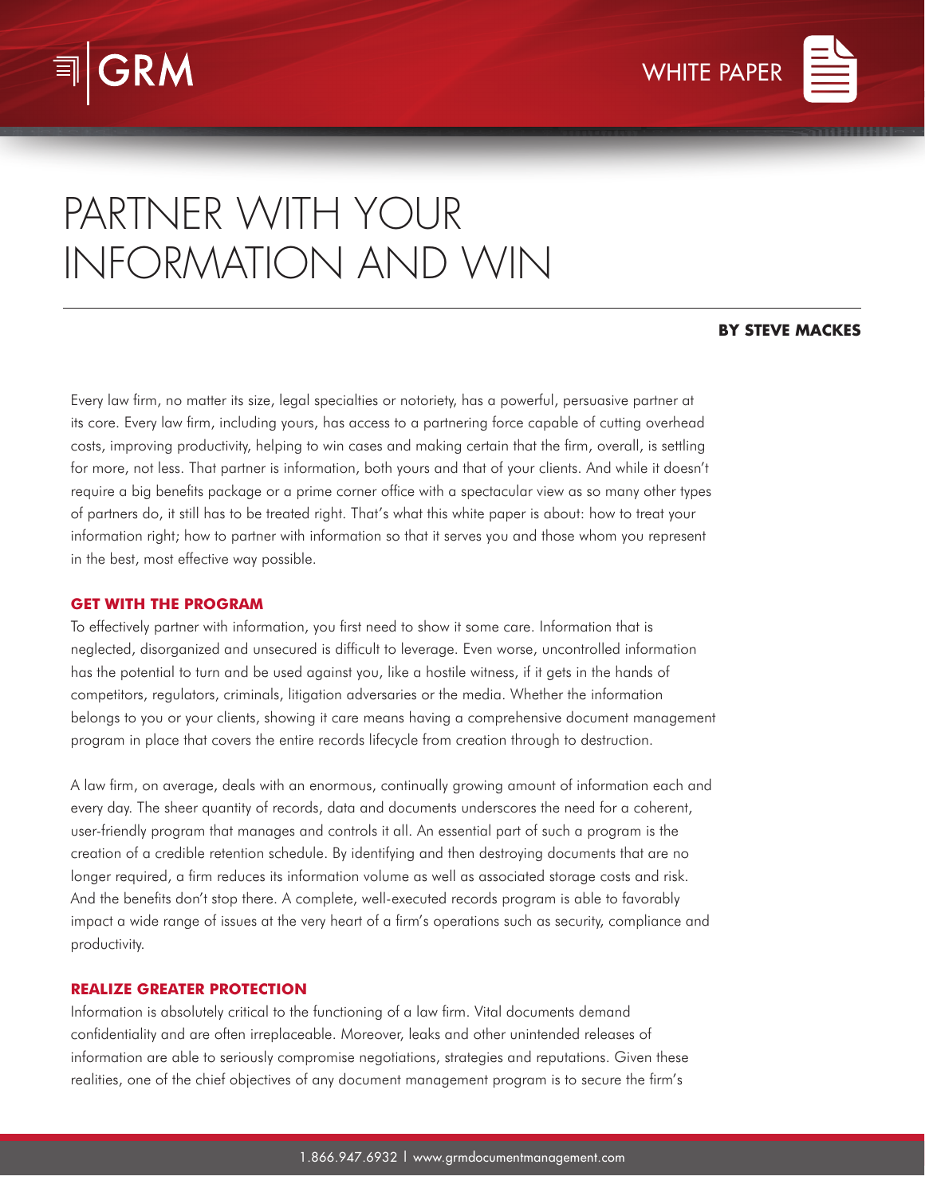GRM

WHITE PAPER

# PARTNER WITH YOUR INFORMATION AND WIN

**BY STEVE MACKES**

Every law firm, no matter its size, legal specialties or notoriety, has a powerful, persuasive partner at its core. Every law firm, including yours, has access to a partnering force capable of cutting overhead costs, improving productivity, helping to win cases and making certain that the firm, overall, is settling for more, not less. That partner is information, both yours and that of your clients. And while it doesn't require a big benefits package or a prime corner office with a spectacular view as so many other types of partners do, it still has to be treated right. That's what this white paper is about: how to treat your information right; how to partner with information so that it serves you and those whom you represent in the best, most effective way possible.

## GET WITH THE PROGRAM

To effectively partner with information, you first need to show it some care. Information that is neglected, disorganized and unsecured is difficult to leverage. Even worse, uncontrolled information has the potential to turn and be used against you, like a hostile witness, if it gets in the hands of competitors, regulators, criminals, litigation adversaries or the media. Whether the information belongs to you or your clients, showing it care means having a comprehensive document management program in place that covers the entire records lifecycle from creation through to destruction.

A law firm, on average, deals with an enormous, continually growing amount of information each and every day. The sheer quantity of records, data and documents underscores the need for a coherent, user-friendly program that manages and controls it all. An essential part of such a program is the creation of a credible retention schedule. By identifying and then destroying documents that are no longer required, a firm reduces its information volume as well as associated storage costs and risk. And the benefits don't stop there. A complete, well-executed records program is able to favorably impact a wide range of issues at the very heart of a firm's operations such as security, compliance and productivity.

## REALIZE GREATER PROTECTION

Information is absolutely critical to the functioning of a law firm. Vital documents demand confidentiality and are often irreplaceable. Moreover, leaks and other unintended releases of information are able to seriously compromise negotiations, strategies and reputations. Given these realities, one of the chief objectives of any document management program is to secure the firm's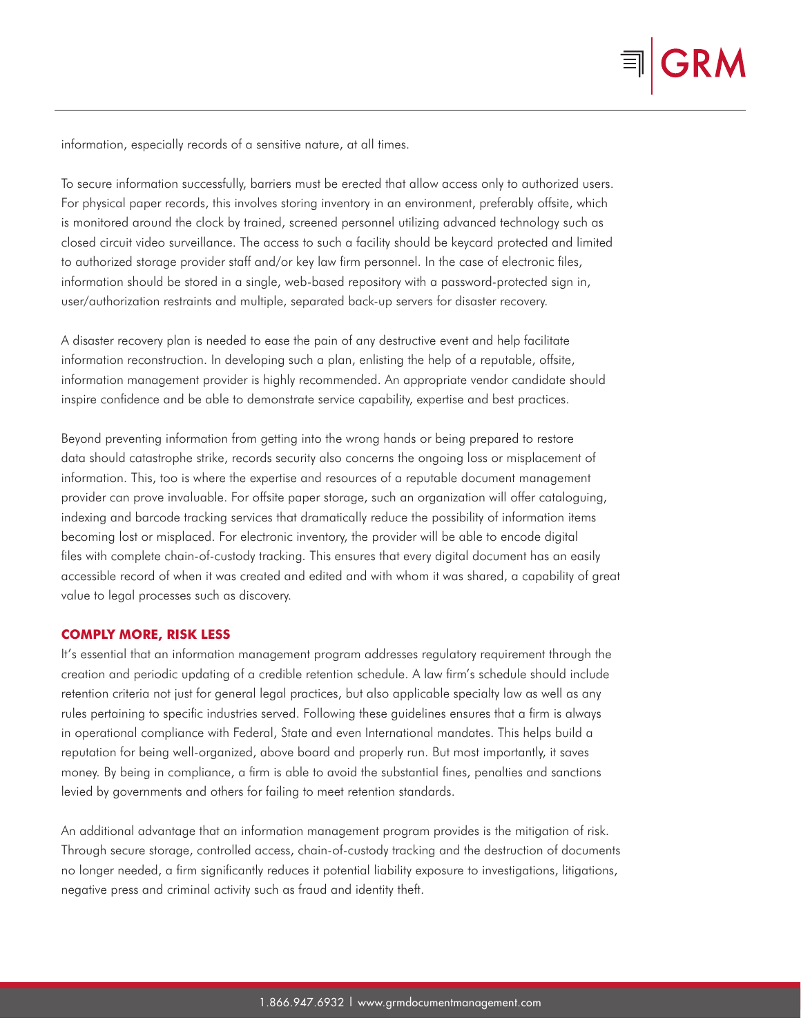information, especially records of a sensitive nature, at all times.

To secure information successfully, barriers must be erected that allow access only to authorized users. For physical paper records, this involves storing inventory in an environment, preferably offsite, which is monitored around the clock by trained, screened personnel utilizing advanced technology such as closed circuit video surveillance. The access to such a facility should be keycard protected and limited to authorized storage provider staff and/or key law firm personnel. In the case of electronic files, information should be stored in a single, web-based repository with a password-protected sign in, user/authorization restraints and multiple, separated back-up servers for disaster recovery.

A disaster recovery plan is needed to ease the pain of any destructive event and help facilitate information reconstruction. In developing such a plan, enlisting the help of a reputable, offsite, information management provider is highly recommended. An appropriate vendor candidate should inspire confidence and be able to demonstrate service capability, expertise and best practices.

Beyond preventing information from getting into the wrong hands or being prepared to restore data should catastrophe strike, records security also concerns the ongoing loss or misplacement of information. This, too is where the expertise and resources of a reputable document management provider can prove invaluable. For offsite paper storage, such an organization will offer cataloguing, indexing and barcode tracking services that dramatically reduce the possibility of information items becoming lost or misplaced. For electronic inventory, the provider will be able to encode digital files with complete chain-of-custody tracking. This ensures that every digital document has an easily accessible record of when it was created and edited and with whom it was shared, a capability of great value to legal processes such as discovery.

## COMPLY MORE, RISK LESS

It's essential that an information management program addresses regulatory requirement through the creation and periodic updating of a credible retention schedule. A law firm's schedule should include retention criteria not just for general legal practices, but also applicable specialty law as well as any rules pertaining to specific industries served. Following these guidelines ensures that a firm is always in operational compliance with Federal, State and even International mandates. This helps build a reputation for being well-organized, above board and properly run. But most importantly, it saves money. By being in compliance, a firm is able to avoid the substantial fines, penalties and sanctions levied by governments and others for failing to meet retention standards.

An additional advantage that an information management program provides is the mitigation of risk. Through secure storage, controlled access, chain-of-custody tracking and the destruction of documents no longer needed, a firm significantly reduces it potential liability exposure to investigations, litigations, negative press and criminal activity such as fraud and identity theft.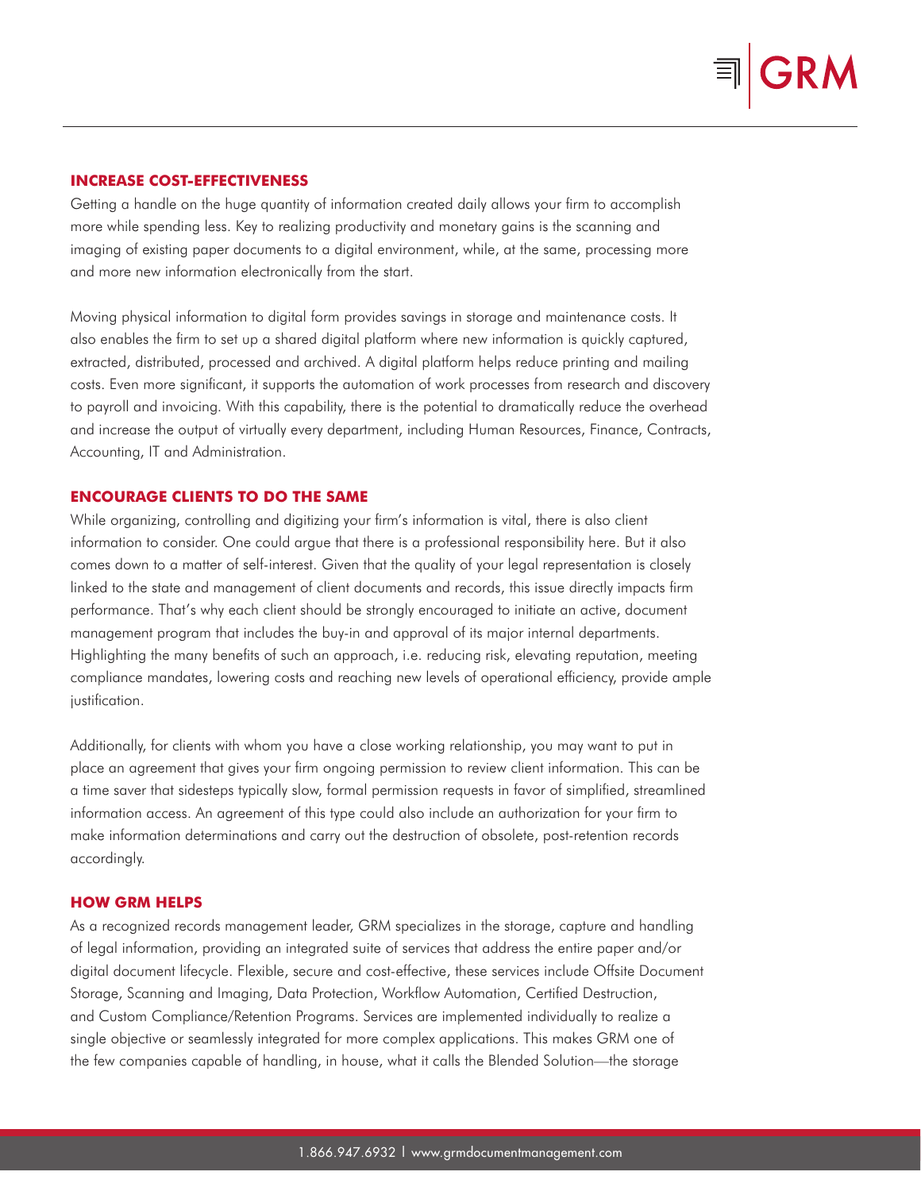## INCREASE COST-EFFECTIVENESS

Getting a handle on the huge quantity of information created daily allows your firm to accomplish more while spending less. Key to realizing productivity and monetary gains is the scanning and imaging of existing paper documents to a digital environment, while, at the same, processing more and more new information electronically from the start.

Moving physical information to digital form provides savings in storage and maintenance costs. It also enables the firm to set up a shared digital platform where new information is quickly captured, extracted, distributed, processed and archived. A digital platform helps reduce printing and mailing costs. Even more significant, it supports the automation of work processes from research and discovery to payroll and invoicing. With this capability, there is the potential to dramatically reduce the overhead and increase the output of virtually every department, including Human Resources, Finance, Contracts, Accounting, IT and Administration.

## ENCOURAGE CLIENTS TO DO THE SAME

While organizing, controlling and digitizing your firm's information is vital, there is also client information to consider. One could argue that there is a professional responsibility here. But it also comes down to a matter of self-interest. Given that the quality of your legal representation is closely linked to the state and management of client documents and records, this issue directly impacts firm performance. That's why each client should be strongly encouraged to initiate an active, document management program that includes the buy-in and approval of its major internal departments. Highlighting the many benefits of such an approach, i.e. reducing risk, elevating reputation, meeting compliance mandates, lowering costs and reaching new levels of operational efficiency, provide ample justification.

Additionally, for clients with whom you have a close working relationship, you may want to put in place an agreement that gives your firm ongoing permission to review client information. This can be a time saver that sidesteps typically slow, formal permission requests in favor of simplified, streamlined information access. An agreement of this type could also include an authorization for your firm to make information determinations and carry out the destruction of obsolete, post-retention records accordingly.

## HOW GRM HELPS

As a recognized records management leader, GRM specializes in the storage, capture and handling of legal information, providing an integrated suite of services that address the entire paper and/or digital document lifecycle. Flexible, secure and cost-effective, these services include Offsite Document Storage, Scanning and Imaging, Data Protection, Workflow Automation, Certified Destruction, and Custom Compliance/Retention Programs. Services are implemented individually to realize a single objective or seamlessly integrated for more complex applications. This makes GRM one of the few companies capable of handling, in house, what it calls the Blended Solution—the storage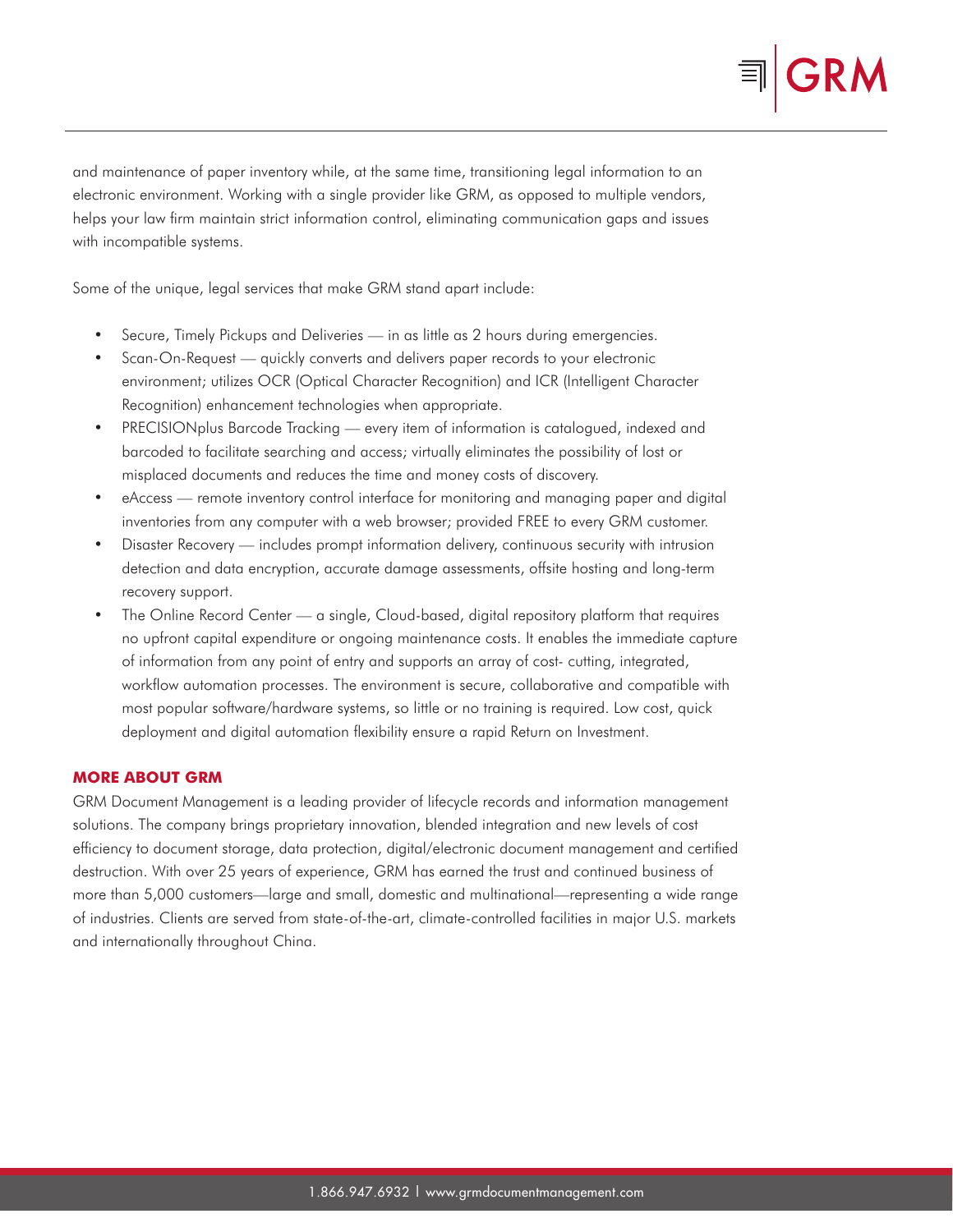and maintenance of paper inventory while, at the same time, transitioning legal information to an electronic environment. Working with a single provider like GRM, as opposed to multiple vendors, helps your law firm maintain strict information control, eliminating communication gaps and issues with incompatible systems.

Some of the unique, legal services that make GRM stand apart include:

- Secure, Timely Pickups and Deliveries — in as little as 2 hours during emergencies.
- Scan-On-Request — quickly converts and delivers paper records to your electronic environment; utilizes OCR (Optical Character Recognition) and ICR (Intelligent Character Recognition) enhancement technologies when appropriate.
- PRECISIONplus Barcode Tracking — every item of information is catalogued, indexed and barcoded to facilitate searching and access; virtually eliminates the possibility of lost or misplaced documents and reduces the time and money costs of discovery.
- eAccess — remote inventory control interface for monitoring and managing paper and digital inventories from any computer with a web browser; provided FREE to every GRM customer.
- Disaster Recovery — includes prompt information delivery, continuous security with intrusion detection and data encryption, accurate damage assessments, offsite hosting and long-term recovery support.
- The Online Record Center — a single, Cloud-based, digital repository platform that requires no upfront capital expenditure or ongoing maintenance costs. It enables the immediate capture of information from any point of entry and supports an array of cost- cutting, integrated, workflow automation processes. The environment is secure, collaborative and compatible with most popular software/hardware systems, so little or no training is required. Low cost, quick deployment and digital automation flexibility ensure a rapid Return on Investment.

## MORE ABOUT GRM

GRM Document Management is a leading provider of lifecycle records and information management solutions. The company brings proprietary innovation, blended integration and new levels of cost efficiency to document storage, data protection, digital/electronic document management and certified destruction. With over 25 years of experience, GRM has earned the trust and continued business of more than 5,000 customers—large and small, domestic and multinational—representing a wide range of industries. Clients are served from state-of-the-art, climate-controlled facilities in major U.S. markets and internationally throughout China.